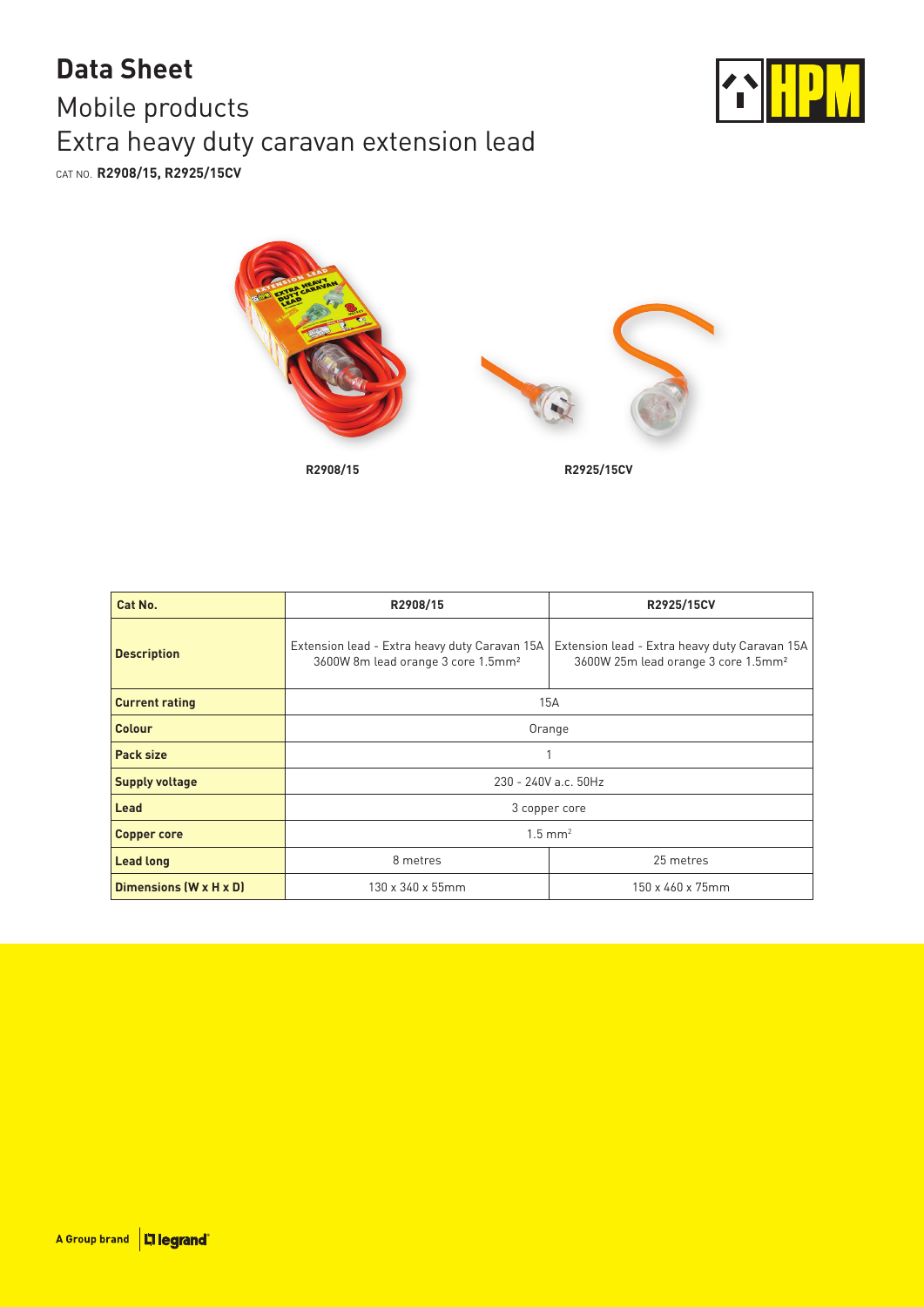# Data Sheet

## Mobile products

## Extra heavy duty caravan extension lead

CAT NO. **R2908/15, R2925/15CV**

R2908/15

R2925/15CV

| Cat No. | R2908/15 | R2925/15CV |
| --- | --- | --- |
| **Description** | Extension lead - Extra heavy duty Caravan 15A 3600W 8m lead orange 3 core 1.5mm² | Extension lead - Extra heavy duty Caravan 15A 3600W 25m lead orange 3 core 1.5mm² |
| **Current rating** | 15A | |
| **Colour** | Orange | |
| **Pack size** | 1 | |
| **Supply voltage** | 230 - 240V a.c. 50Hz | |
| **Lead** | 3 copper core | |
| **Copper core** | 1.5 mm² | |
| **Lead long** | 8 metres | 25 metres |
| **Dimensions (W x H x D)** | 130 x 340 x 55mm | 150 x 460 x 75mm |

A Group brand | legrand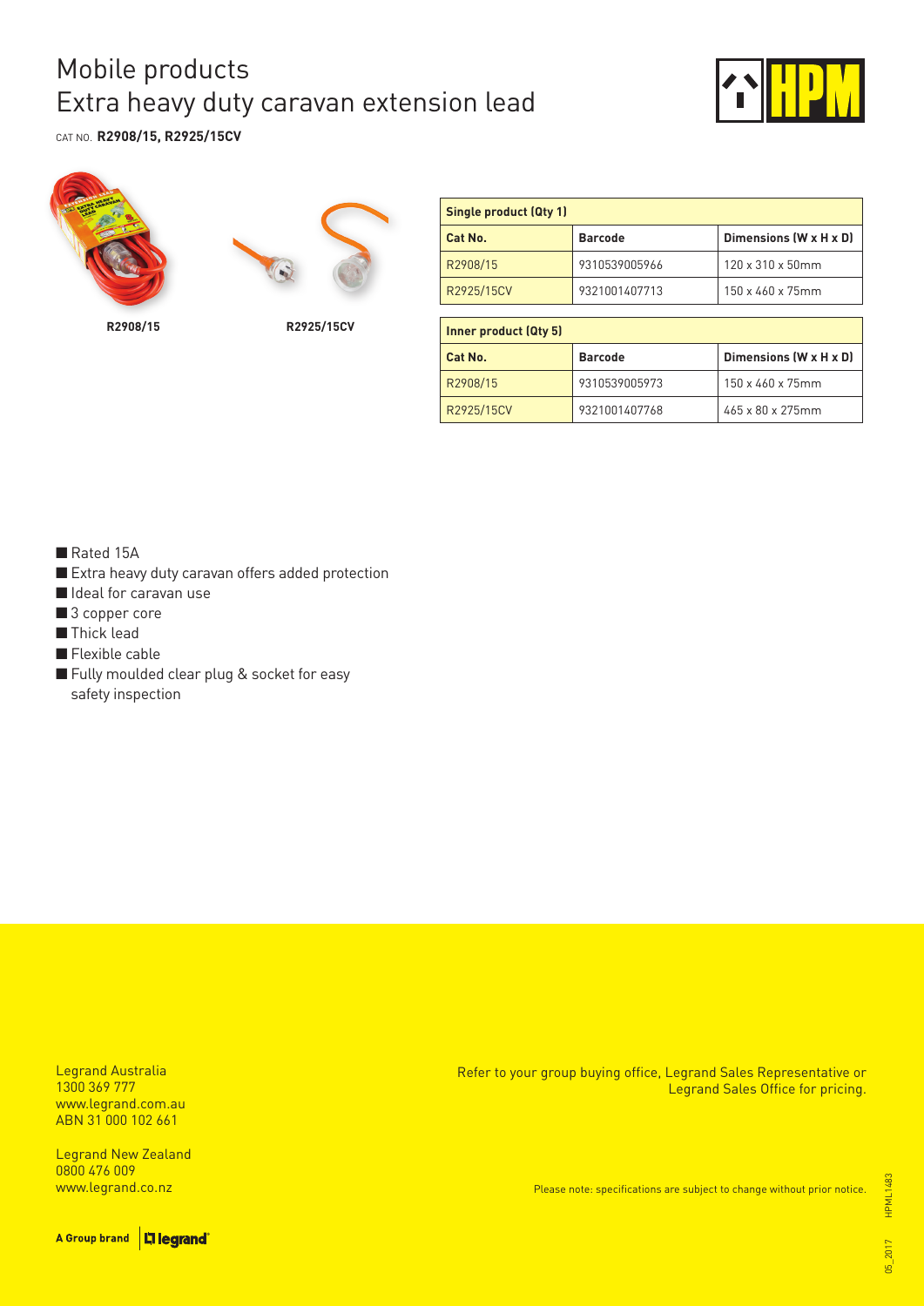# Mobile products
# Extra heavy duty caravan extension lead

CAT NO. **R2908/15, R2925/15CV**

**R2908/15** **R2925/15CV**

| Single product (Qty 1) | | |
|---|---|---|
| **Cat No.** | **Barcode** | **Dimensions (W x H x D)** |
| R2908/15 | 9310539005966 | 120 x 310 x 50mm |
| R2925/15CV | 9321001407713 | 150 x 460 x 75mm |

| Inner product (Qty 5) | | |
|---|---|---|
| **Cat No.** | **Barcode** | **Dimensions (W x H x D)** |
| R2908/15 | 9310539005973 | 150 x 460 x 75mm |
| R2925/15CV | 9321001407768 | 465 x 80 x 275mm |

- Rated 15A
- Extra heavy duty caravan offers added protection
- Ideal for caravan use
- 3 copper core
- Thick lead
- Flexible cable
- Fully moulded clear plug & socket for easy safety inspection

Legrand Australia
1300 369 777
www.legrand.com.au
ABN 31 000 102 661

Legrand New Zealand
0800 476 009
www.legrand.co.nz

A Group brand legrand

Refer to your group buying office, Legrand Sales Representative or Legrand Sales Office for pricing.

Please note: specifications are subject to change without prior notice.

05_2017 HPML1483